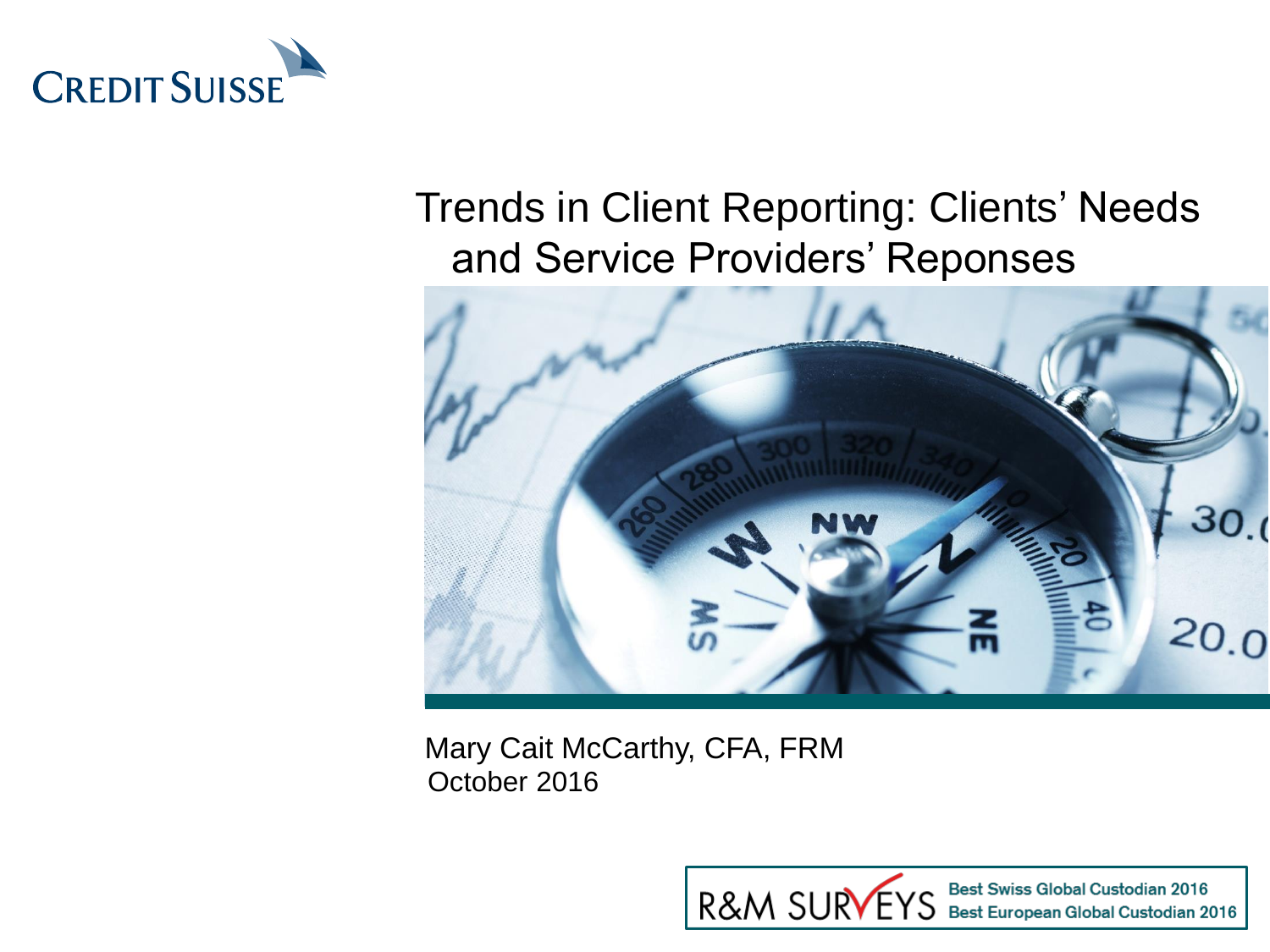CREDIT SUISSE

# Trends in Client Reporting: Clients' Needs and Service Providers' Reponses

Mary Cait McCarthy, CFA, FRM
October 2016

R&M SURVEYS Best Swiss Global Custodian 2016
Best European Global Custodian 2016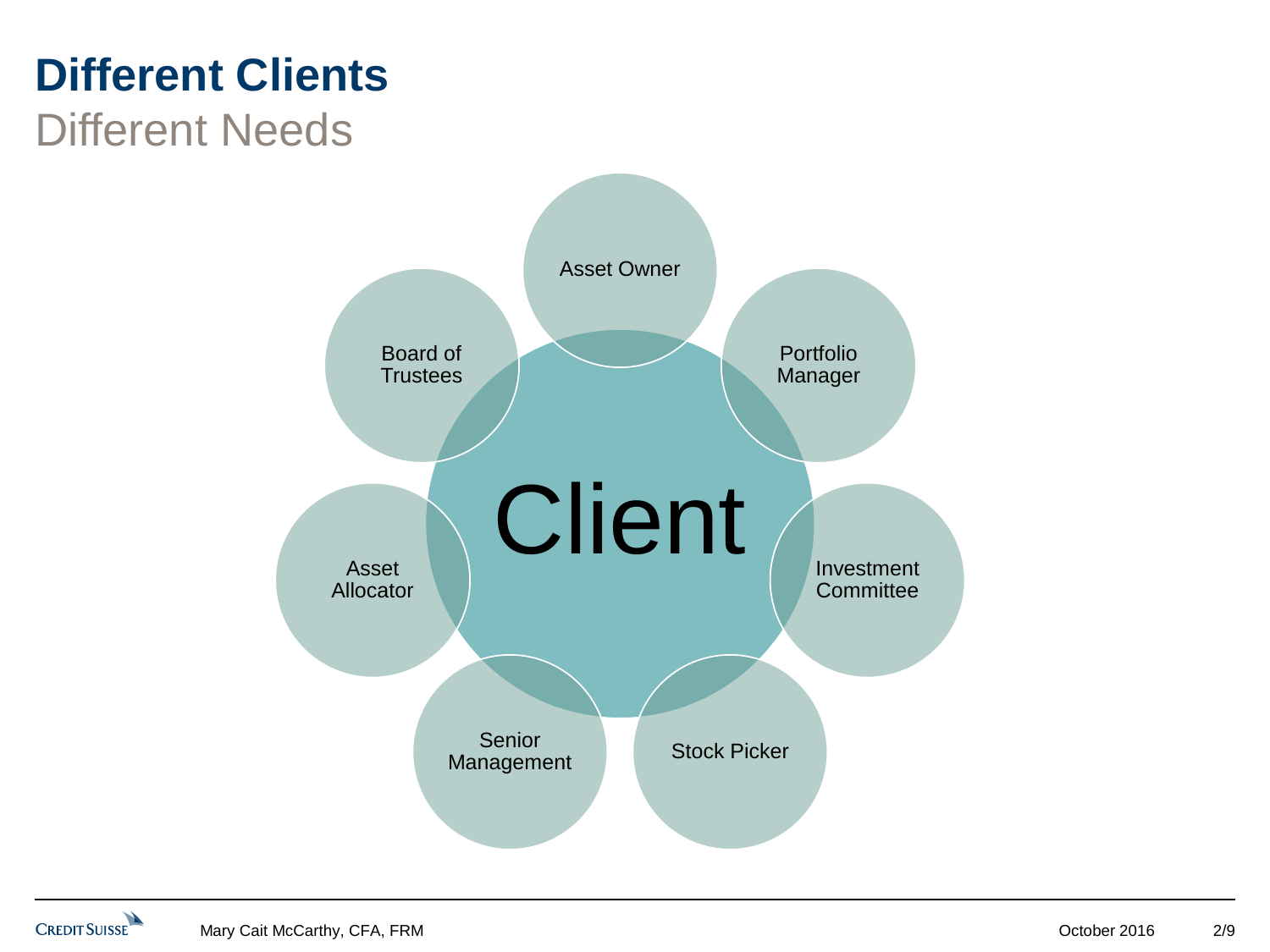# Different Clients

## Different Needs

Client

Asset Owner

Portfolio Manager

Investment Committee

Stock Picker

Senior Management

Asset Allocator

Board of Trustees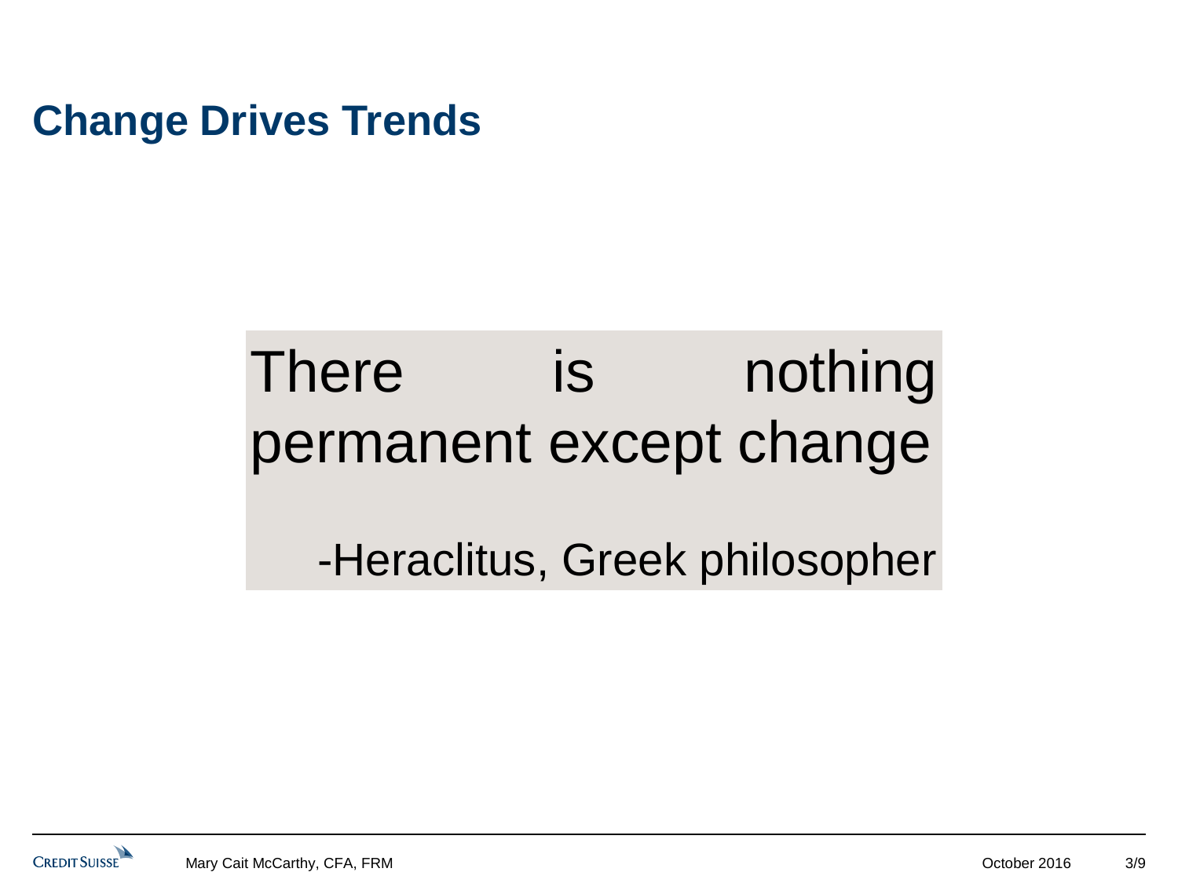## Change Drives Trends

> There is nothing permanent except change
>
> -Heraclitus, Greek philosopher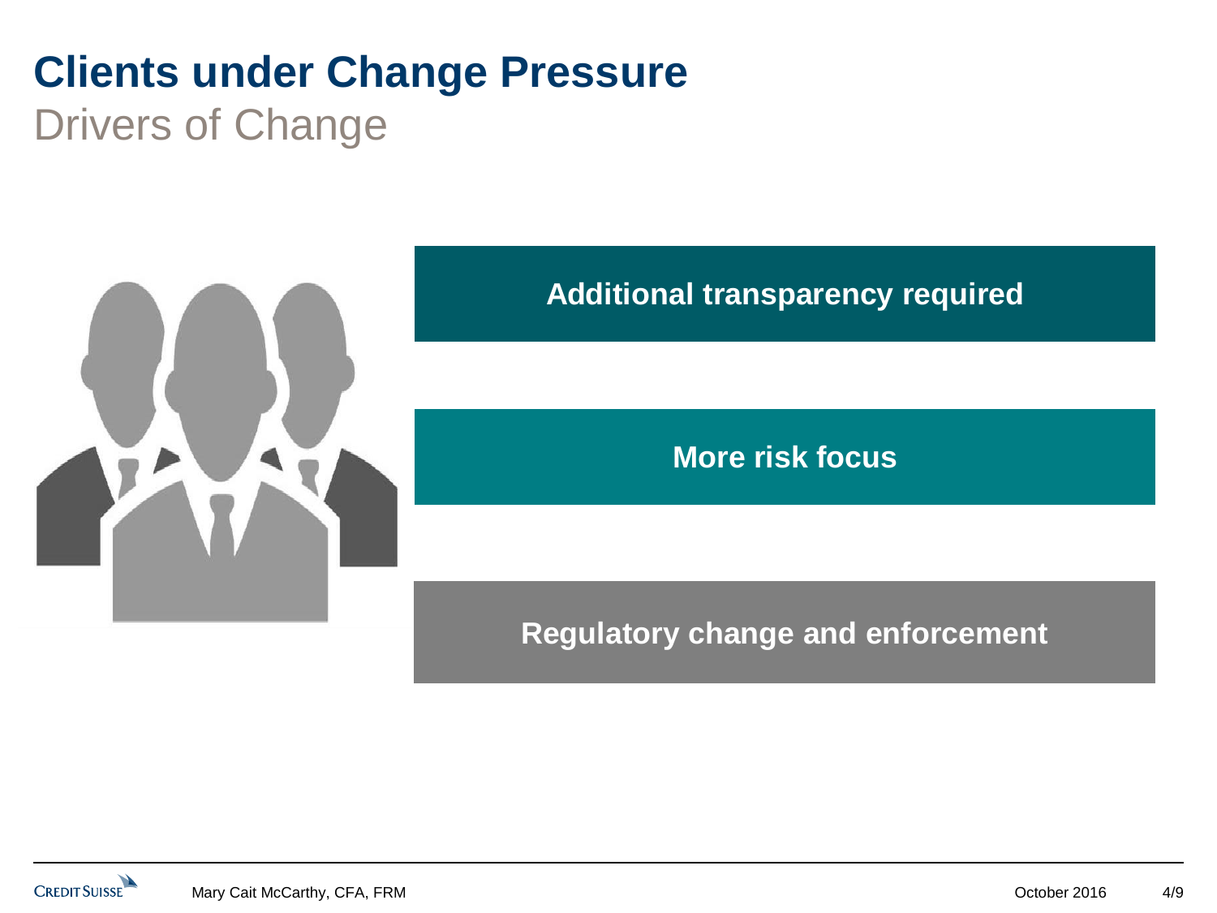# Clients under Change Pressure

## Drivers of Change

**Additional transparency required**

**More risk focus**

**Regulatory change and enforcement**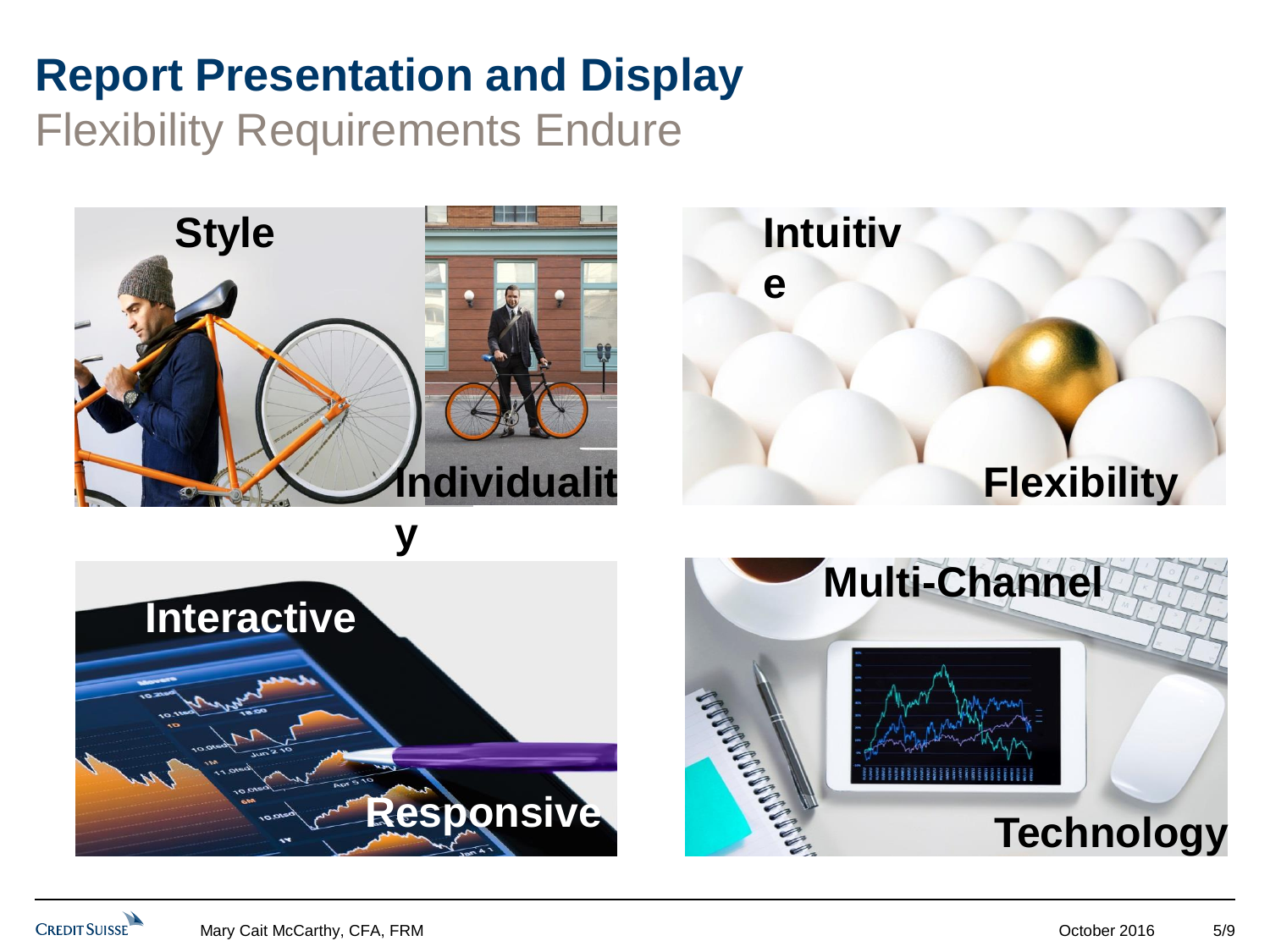# Report Presentation and Display

## Flexibility Requirements Endure

Style

Individuality

Intuitive

Flexibility

Interactive

Responsive

Multi-Channel

Technology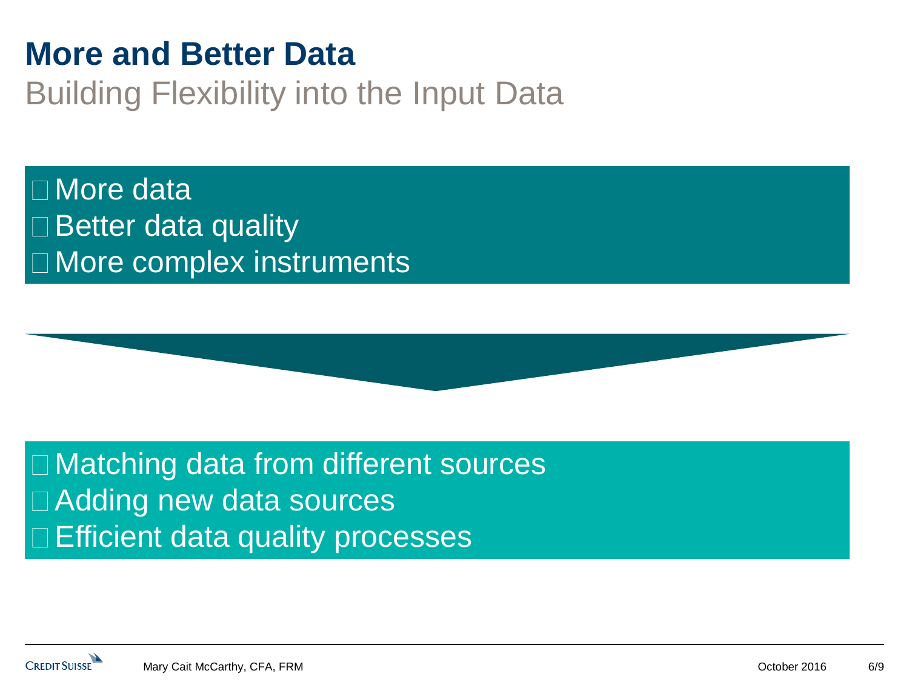# More and Better Data

## Building Flexibility into the Input Data

- More data
- Better data quality
- More complex instruments

- Matching data from different sources
- Adding new data sources
- Efficient data quality processes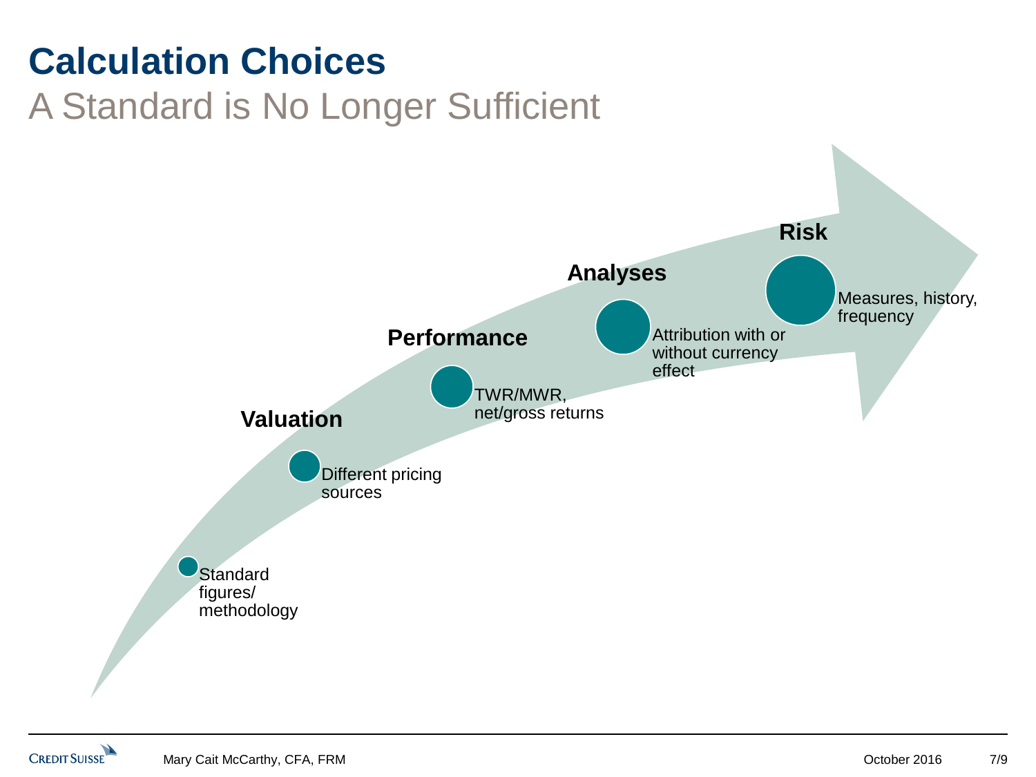# Calculation Choices

## A Standard is No Longer Sufficient

- Standard figures/ methodology
- **Valuation**: Different pricing sources
- **Performance**: TWR/MWR, net/gross returns
- **Analyses**: Attribution with or without currency effect
- **Risk**: Measures, history, frequency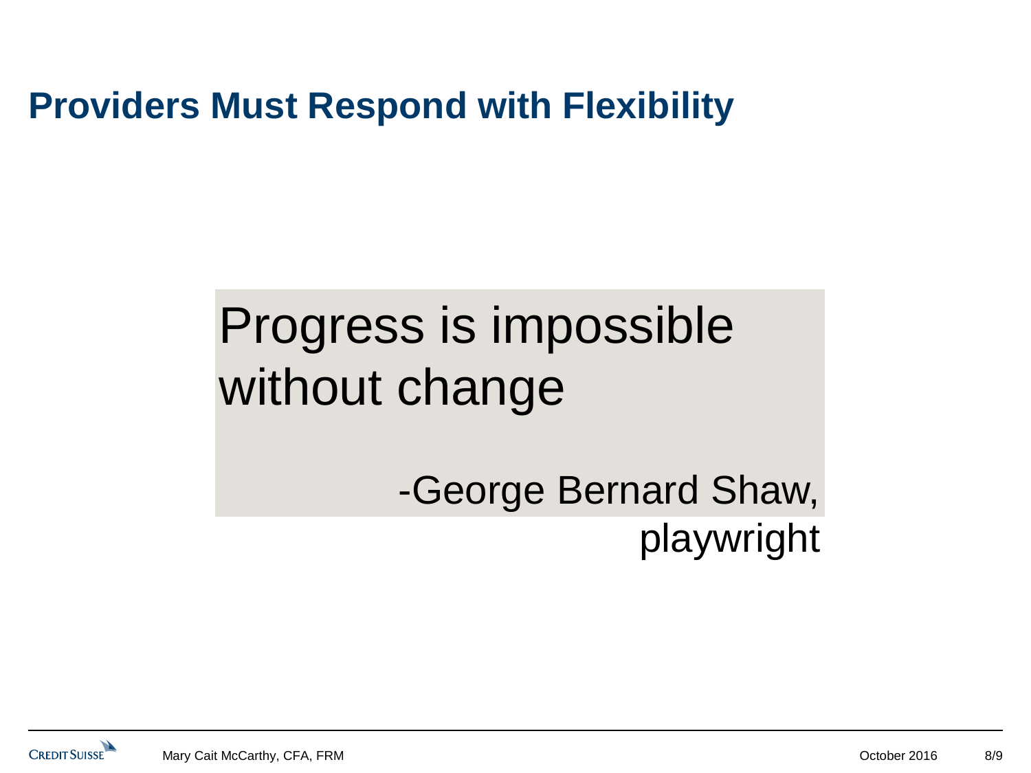# Providers Must Respond with Flexibility

> Progress is impossible without change
>
> -George Bernard Shaw, playwright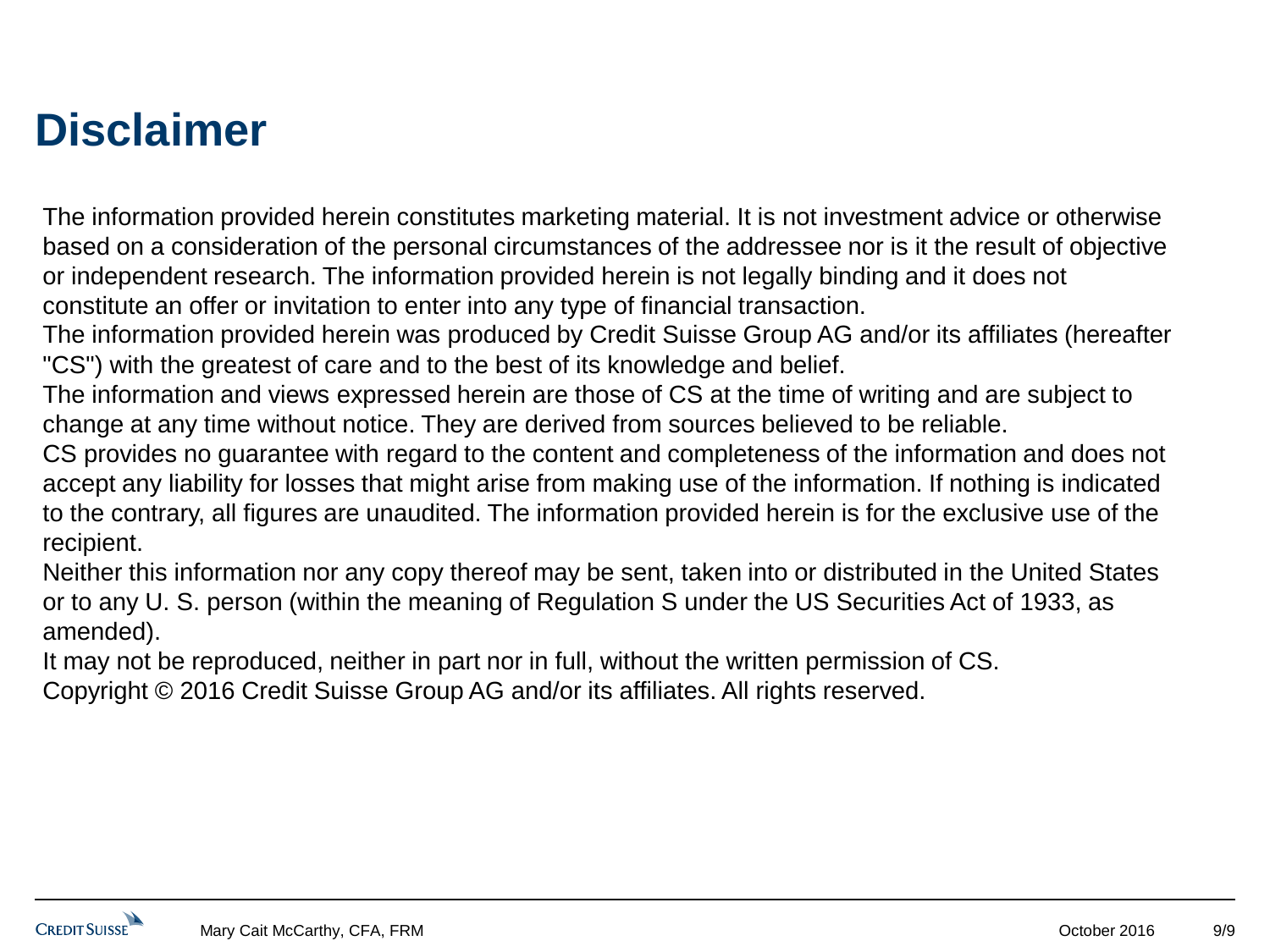# Disclaimer

The information provided herein constitutes marketing material. It is not investment advice or otherwise based on a consideration of the personal circumstances of the addressee nor is it the result of objective or independent research. The information provided herein is not legally binding and it does not constitute an offer or invitation to enter into any type of financial transaction.
The information provided herein was produced by Credit Suisse Group AG and/or its affiliates (hereafter "CS") with the greatest of care and to the best of its knowledge and belief.
The information and views expressed herein are those of CS at the time of writing and are subject to change at any time without notice. They are derived from sources believed to be reliable.
CS provides no guarantee with regard to the content and completeness of the information and does not accept any liability for losses that might arise from making use of the information. If nothing is indicated to the contrary, all figures are unaudited. The information provided herein is for the exclusive use of the recipient.
Neither this information nor any copy thereof may be sent, taken into or distributed in the United States or to any U. S. person (within the meaning of Regulation S under the US Securities Act of 1933, as amended).
It may not be reproduced, neither in part nor in full, without the written permission of CS.
Copyright © 2016 Credit Suisse Group AG and/or its affiliates. All rights reserved.